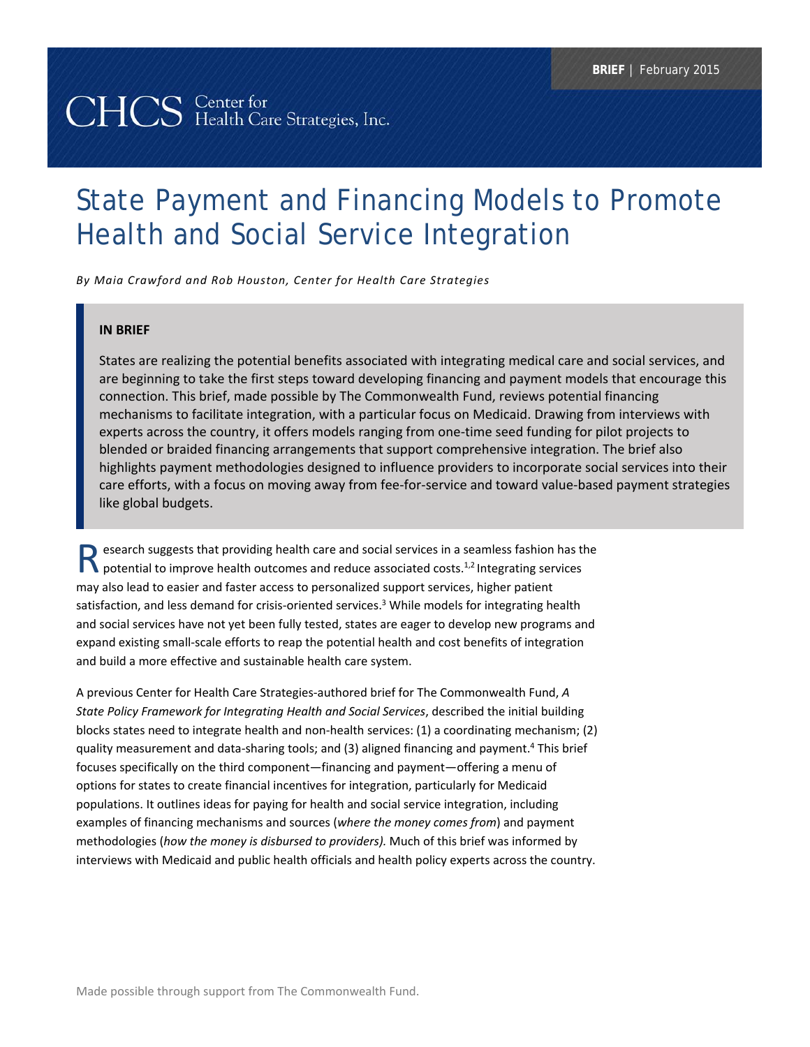BRIEF | February 2015

CHCS Center for Health Care Strategies, Inc.

# State Payment and Financing Models to Promote Health and Social Service Integration

*By Maia Crawford and Rob Houston, Center for Health Care Strategies*

> **IN BRIEF**
>
> States are realizing the potential benefits associated with integrating medical care and social services, and are beginning to take the first steps toward developing financing and payment models that encourage this connection. This brief, made possible by The Commonwealth Fund, reviews potential financing mechanisms to facilitate integration, with a particular focus on Medicaid. Drawing from interviews with experts across the country, it offers models ranging from one-time seed funding for pilot projects to blended or braided financing arrangements that support comprehensive integration. The brief also highlights payment methodologies designed to influence providers to incorporate social services into their care efforts, with a focus on moving away from fee-for-service and toward value-based payment strategies like global budgets.

Research suggests that providing health care and social services in a seamless fashion has the potential to improve health outcomes and reduce associated costs.[1,2] Integrating services may also lead to easier and faster access to personalized support services, higher patient satisfaction, and less demand for crisis-oriented services.[3] While models for integrating health and social services have not yet been fully tested, states are eager to develop new programs and expand existing small-scale efforts to reap the potential health and cost benefits of integration and build a more effective and sustainable health care system.

A previous Center for Health Care Strategies-authored brief for The Commonwealth Fund, *A State Policy Framework for Integrating Health and Social Services*, described the initial building blocks states need to integrate health and non-health services: (1) a coordinating mechanism; (2) quality measurement and data-sharing tools; and (3) aligned financing and payment.[4] This brief focuses specifically on the third component—financing and payment—offering a menu of options for states to create financial incentives for integration, particularly for Medicaid populations. It outlines ideas for paying for health and social service integration, including examples of financing mechanisms and sources (*where the money comes from*) and payment methodologies (*how the money is disbursed to providers).* Much of this brief was informed by interviews with Medicaid and public health officials and health policy experts across the country.

Made possible through support from The Commonwealth Fund.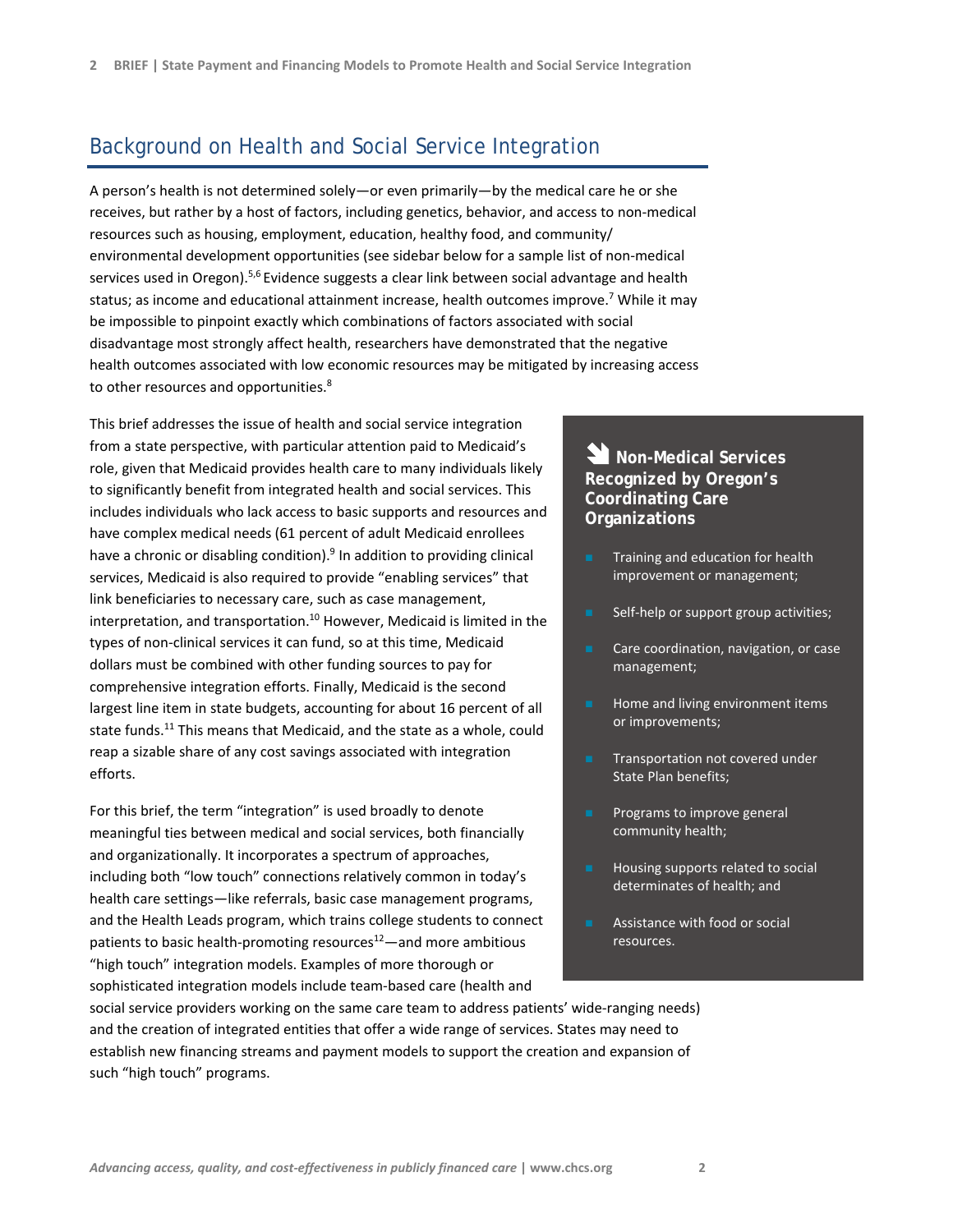## Background on Health and Social Service Integration

A person's health is not determined solely—or even primarily—by the medical care he or she receives, but rather by a host of factors, including genetics, behavior, and access to non-medical resources such as housing, employment, education, healthy food, and community/environmental development opportunities (see sidebar below for a sample list of non-medical services used in Oregon).[5,6] Evidence suggests a clear link between social advantage and health status; as income and educational attainment increase, health outcomes improve.[7] While it may be impossible to pinpoint exactly which combinations of factors associated with social disadvantage most strongly affect health, researchers have demonstrated that the negative health outcomes associated with low economic resources may be mitigated by increasing access to other resources and opportunities.[8]

This brief addresses the issue of health and social service integration from a state perspective, with particular attention paid to Medicaid's role, given that Medicaid provides health care to many individuals likely to significantly benefit from integrated health and social services. This includes individuals who lack access to basic supports and resources and have complex medical needs (61 percent of adult Medicaid enrollees have a chronic or disabling condition).[9] In addition to providing clinical services, Medicaid is also required to provide "enabling services" that link beneficiaries to necessary care, such as case management, interpretation, and transportation.[10] However, Medicaid is limited in the types of non-clinical services it can fund, so at this time, Medicaid dollars must be combined with other funding sources to pay for comprehensive integration efforts. Finally, Medicaid is the second largest line item in state budgets, accounting for about 16 percent of all state funds.[11] This means that Medicaid, and the state as a whole, could reap a sizable share of any cost savings associated with integration efforts.

For this brief, the term "integration" is used broadly to denote meaningful ties between medical and social services, both financially and organizationally. It incorporates a spectrum of approaches, including both "low touch" connections relatively common in today's health care settings—like referrals, basic case management programs, and the Health Leads program, which trains college students to connect patients to basic health-promoting resources[12]—and more ambitious "high touch" integration models. Examples of more thorough or sophisticated integration models include team-based care (health and social service providers working on the same care team to address patients' wide-ranging needs) and the creation of integrated entities that offer a wide range of services. States may need to establish new financing streams and payment models to support the creation and expansion of such "high touch" programs.

### Non-Medical Services Recognized by Oregon's Coordinating Care Organizations

- Training and education for health improvement or management;
- Self-help or support group activities;
- Care coordination, navigation, or case management;
- Home and living environment items or improvements;
- Transportation not covered under State Plan benefits;
- Programs to improve general community health;
- Housing supports related to social determinates of health; and
- Assistance with food or social resources.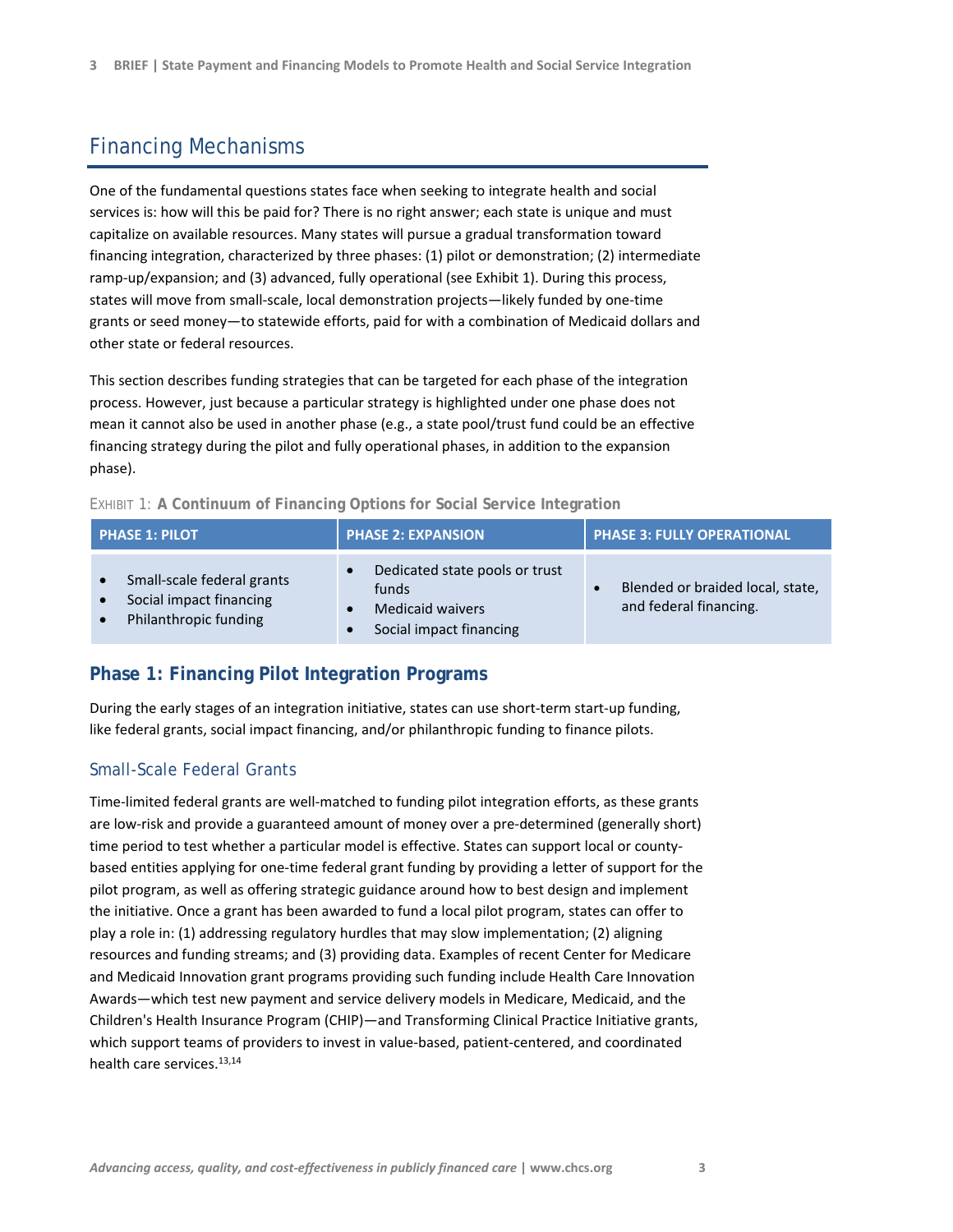## Financing Mechanisms

One of the fundamental questions states face when seeking to integrate health and social services is: how will this be paid for? There is no right answer; each state is unique and must capitalize on available resources. Many states will pursue a gradual transformation toward financing integration, characterized by three phases: (1) pilot or demonstration; (2) intermediate ramp-up/expansion; and (3) advanced, fully operational (see Exhibit 1). During this process, states will move from small-scale, local demonstration projects—likely funded by one-time grants or seed money—to statewide efforts, paid for with a combination of Medicaid dollars and other state or federal resources.

This section describes funding strategies that can be targeted for each phase of the integration process. However, just because a particular strategy is highlighted under one phase does not mean it cannot also be used in another phase (e.g., a state pool/trust fund could be an effective financing strategy during the pilot and fully operational phases, in addition to the expansion phase).

EXHIBIT 1: **A Continuum of Financing Options for Social Service Integration**

| PHASE 1: PILOT | PHASE 2: EXPANSION | PHASE 3: FULLY OPERATIONAL |
|---|---|---|
| • Small-scale federal grants<br>• Social impact financing<br>• Philanthropic funding | • Dedicated state pools or trust funds<br>• Medicaid waivers<br>• Social impact financing | • Blended or braided local, state, and federal financing. |

### Phase 1: Financing Pilot Integration Programs

During the early stages of an integration initiative, states can use short-term start-up funding, like federal grants, social impact financing, and/or philanthropic funding to finance pilots.

#### Small-Scale Federal Grants

Time-limited federal grants are well-matched to funding pilot integration efforts, as these grants are low-risk and provide a guaranteed amount of money over a pre-determined (generally short) time period to test whether a particular model is effective. States can support local or county-based entities applying for one-time federal grant funding by providing a letter of support for the pilot program, as well as offering strategic guidance around how to best design and implement the initiative. Once a grant has been awarded to fund a local pilot program, states can offer to play a role in: (1) addressing regulatory hurdles that may slow implementation; (2) aligning resources and funding streams; and (3) providing data. Examples of recent Center for Medicare and Medicaid Innovation grant programs providing such funding include Health Care Innovation Awards—which test new payment and service delivery models in Medicare, Medicaid, and the Children's Health Insurance Program (CHIP)—and Transforming Clinical Practice Initiative grants, which support teams of providers to invest in value-based, patient-centered, and coordinated health care services.[13,14]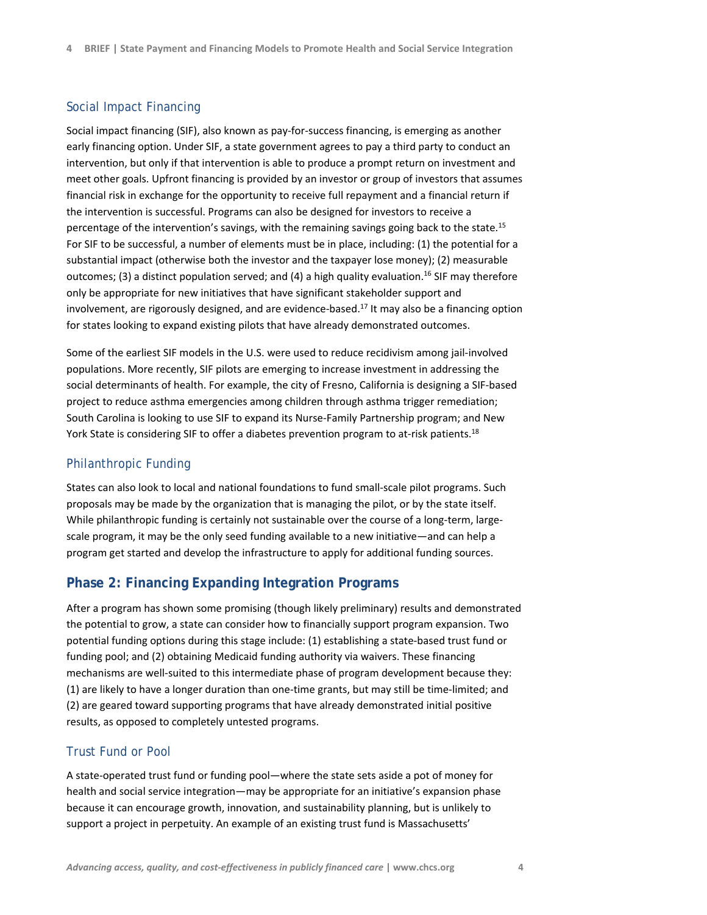### Social Impact Financing

Social impact financing (SIF), also known as pay-for-success financing, is emerging as another early financing option. Under SIF, a state government agrees to pay a third party to conduct an intervention, but only if that intervention is able to produce a prompt return on investment and meet other goals. Upfront financing is provided by an investor or group of investors that assumes financial risk in exchange for the opportunity to receive full repayment and a financial return if the intervention is successful. Programs can also be designed for investors to receive a percentage of the intervention's savings, with the remaining savings going back to the state.[15] For SIF to be successful, a number of elements must be in place, including: (1) the potential for a substantial impact (otherwise both the investor and the taxpayer lose money); (2) measurable outcomes; (3) a distinct population served; and (4) a high quality evaluation.[16] SIF may therefore only be appropriate for new initiatives that have significant stakeholder support and involvement, are rigorously designed, and are evidence-based.[17] It may also be a financing option for states looking to expand existing pilots that have already demonstrated outcomes.

Some of the earliest SIF models in the U.S. were used to reduce recidivism among jail-involved populations. More recently, SIF pilots are emerging to increase investment in addressing the social determinants of health. For example, the city of Fresno, California is designing a SIF-based project to reduce asthma emergencies among children through asthma trigger remediation; South Carolina is looking to use SIF to expand its Nurse-Family Partnership program; and New York State is considering SIF to offer a diabetes prevention program to at-risk patients.[18]

### Philanthropic Funding

States can also look to local and national foundations to fund small-scale pilot programs. Such proposals may be made by the organization that is managing the pilot, or by the state itself. While philanthropic funding is certainly not sustainable over the course of a long-term, large-scale program, it may be the only seed funding available to a new initiative—and can help a program get started and develop the infrastructure to apply for additional funding sources.

## Phase 2: Financing Expanding Integration Programs

After a program has shown some promising (though likely preliminary) results and demonstrated the potential to grow, a state can consider how to financially support program expansion. Two potential funding options during this stage include: (1) establishing a state-based trust fund or funding pool; and (2) obtaining Medicaid funding authority via waivers. These financing mechanisms are well-suited to this intermediate phase of program development because they: (1) are likely to have a longer duration than one-time grants, but may still be time-limited; and (2) are geared toward supporting programs that have already demonstrated initial positive results, as opposed to completely untested programs.

### Trust Fund or Pool

A state-operated trust fund or funding pool—where the state sets aside a pot of money for health and social service integration—may be appropriate for an initiative's expansion phase because it can encourage growth, innovation, and sustainability planning, but is unlikely to support a project in perpetuity. An example of an existing trust fund is Massachusetts'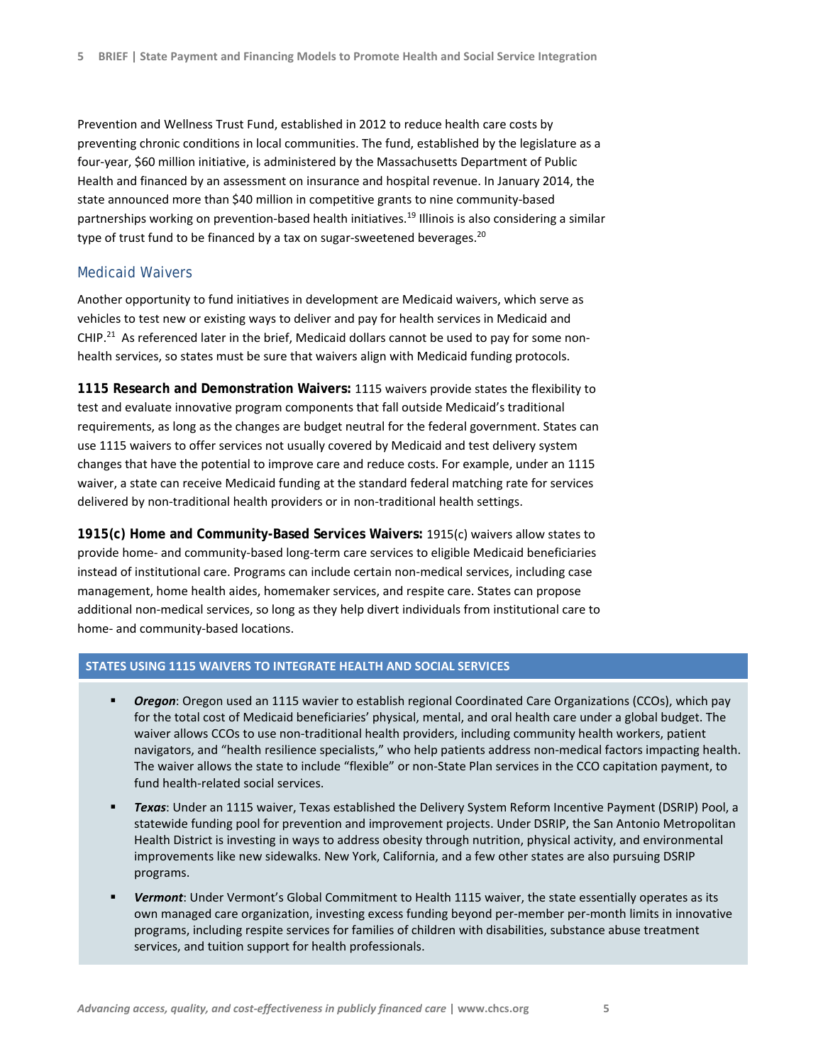Prevention and Wellness Trust Fund, established in 2012 to reduce health care costs by preventing chronic conditions in local communities. The fund, established by the legislature as a four-year, $60 million initiative, is administered by the Massachusetts Department of Public Health and financed by an assessment on insurance and hospital revenue. In January 2014, the state announced more than $40 million in competitive grants to nine community-based partnerships working on prevention-based health initiatives.[19] Illinois is also considering a similar type of trust fund to be financed by a tax on sugar-sweetened beverages.[20]

## Medicaid Waivers

Another opportunity to fund initiatives in development are Medicaid waivers, which serve as vehicles to test new or existing ways to deliver and pay for health services in Medicaid and CHIP.[21] As referenced later in the brief, Medicaid dollars cannot be used to pay for some non-health services, so states must be sure that waivers align with Medicaid funding protocols.

**1115 Research and Demonstration Waivers:** 1115 waivers provide states the flexibility to test and evaluate innovative program components that fall outside Medicaid's traditional requirements, as long as the changes are budget neutral for the federal government. States can use 1115 waivers to offer services not usually covered by Medicaid and test delivery system changes that have the potential to improve care and reduce costs. For example, under an 1115 waiver, a state can receive Medicaid funding at the standard federal matching rate for services delivered by non-traditional health providers or in non-traditional health settings.

**1915(c) Home and Community-Based Services Waivers:** 1915(c) waivers allow states to provide home- and community-based long-term care services to eligible Medicaid beneficiaries instead of institutional care. Programs can include certain non-medical services, including case management, home health aides, homemaker services, and respite care. States can propose additional non-medical services, so long as they help divert individuals from institutional care to home- and community-based locations.

### STATES USING 1115 WAIVERS TO INTEGRATE HEALTH AND SOCIAL SERVICES

- ***Oregon***: Oregon used an 1115 wavier to establish regional Coordinated Care Organizations (CCOs), which pay for the total cost of Medicaid beneficiaries' physical, mental, and oral health care under a global budget. The waiver allows CCOs to use non-traditional health providers, including community health workers, patient navigators, and "health resilience specialists," who help patients address non-medical factors impacting health. The waiver allows the state to include "flexible" or non-State Plan services in the CCO capitation payment, to fund health-related social services.
- ***Texas***: Under an 1115 waiver, Texas established the Delivery System Reform Incentive Payment (DSRIP) Pool, a statewide funding pool for prevention and improvement projects. Under DSRIP, the San Antonio Metropolitan Health District is investing in ways to address obesity through nutrition, physical activity, and environmental improvements like new sidewalks. New York, California, and a few other states are also pursuing DSRIP programs.
- ***Vermont***: Under Vermont's Global Commitment to Health 1115 waiver, the state essentially operates as its own managed care organization, investing excess funding beyond per-member per-month limits in innovative programs, including respite services for families of children with disabilities, substance abuse treatment services, and tuition support for health professionals.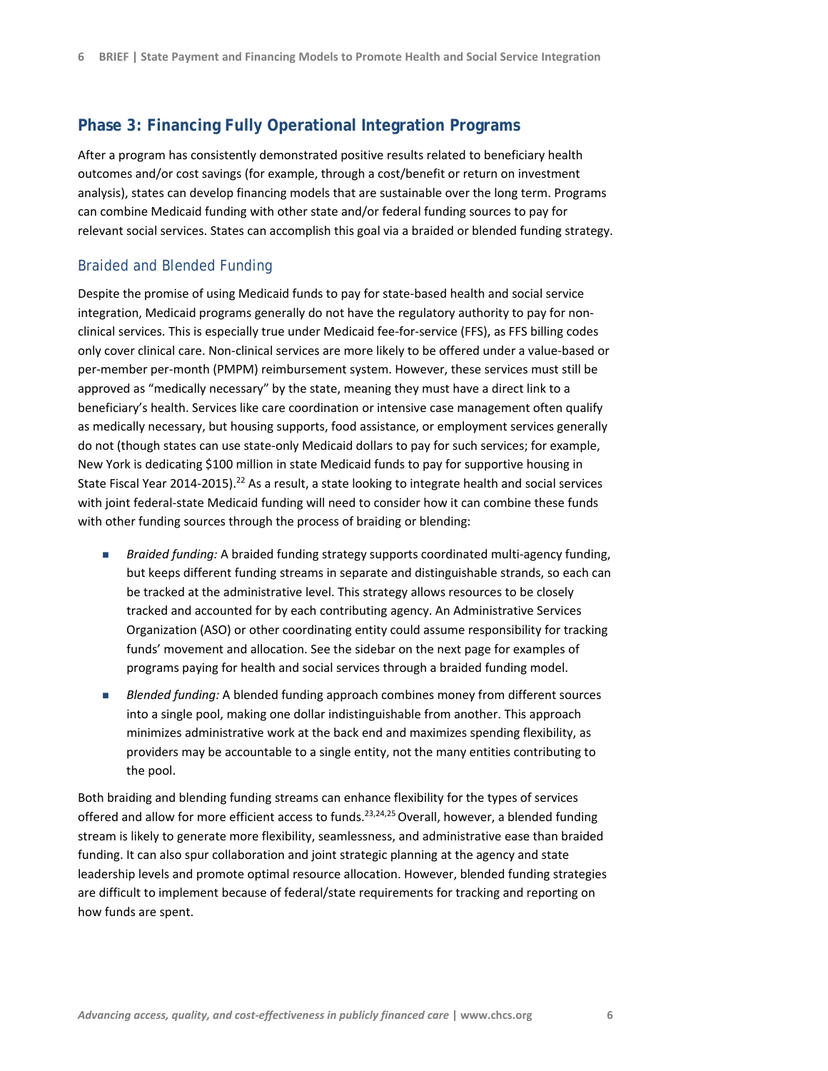## Phase 3: Financing Fully Operational Integration Programs

After a program has consistently demonstrated positive results related to beneficiary health outcomes and/or cost savings (for example, through a cost/benefit or return on investment analysis), states can develop financing models that are sustainable over the long term. Programs can combine Medicaid funding with other state and/or federal funding sources to pay for relevant social services. States can accomplish this goal via a braided or blended funding strategy.

### Braided and Blended Funding

Despite the promise of using Medicaid funds to pay for state-based health and social service integration, Medicaid programs generally do not have the regulatory authority to pay for non-clinical services. This is especially true under Medicaid fee-for-service (FFS), as FFS billing codes only cover clinical care. Non-clinical services are more likely to be offered under a value-based or per-member per-month (PMPM) reimbursement system. However, these services must still be approved as "medically necessary" by the state, meaning they must have a direct link to a beneficiary's health. Services like care coordination or intensive case management often qualify as medically necessary, but housing supports, food assistance, or employment services generally do not (though states can use state-only Medicaid dollars to pay for such services; for example, New York is dedicating $100 million in state Medicaid funds to pay for supportive housing in State Fiscal Year 2014-2015).[22] As a result, a state looking to integrate health and social services with joint federal-state Medicaid funding will need to consider how it can combine these funds with other funding sources through the process of braiding or blending:

- *Braided funding:* A braided funding strategy supports coordinated multi-agency funding, but keeps different funding streams in separate and distinguishable strands, so each can be tracked at the administrative level. This strategy allows resources to be closely tracked and accounted for by each contributing agency. An Administrative Services Organization (ASO) or other coordinating entity could assume responsibility for tracking funds' movement and allocation. See the sidebar on the next page for examples of programs paying for health and social services through a braided funding model.
- *Blended funding:* A blended funding approach combines money from different sources into a single pool, making one dollar indistinguishable from another. This approach minimizes administrative work at the back end and maximizes spending flexibility, as providers may be accountable to a single entity, not the many entities contributing to the pool.

Both braiding and blending funding streams can enhance flexibility for the types of services offered and allow for more efficient access to funds.[23,24,25] Overall, however, a blended funding stream is likely to generate more flexibility, seamlessness, and administrative ease than braided funding. It can also spur collaboration and joint strategic planning at the agency and state leadership levels and promote optimal resource allocation. However, blended funding strategies are difficult to implement because of federal/state requirements for tracking and reporting on how funds are spent.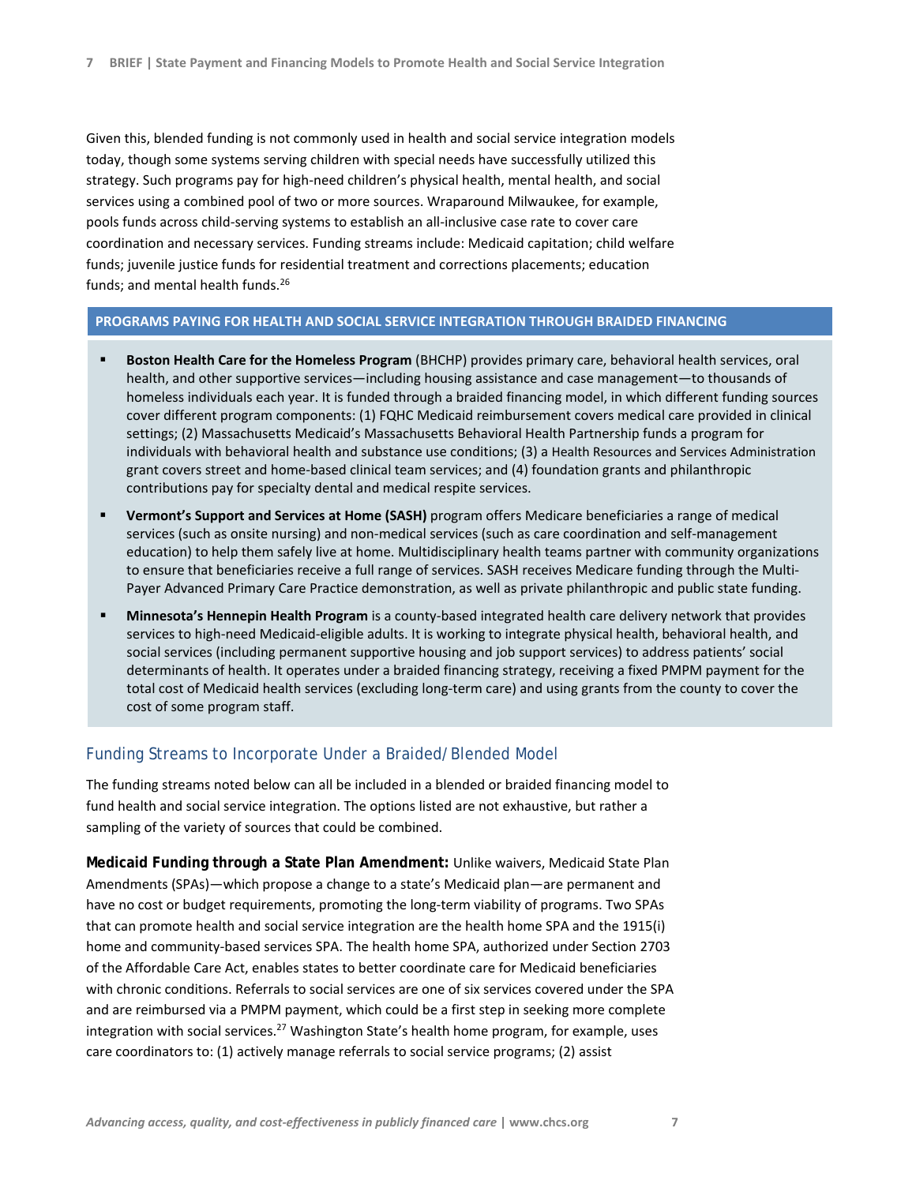Given this, blended funding is not commonly used in health and social service integration models today, though some systems serving children with special needs have successfully utilized this strategy. Such programs pay for high-need children's physical health, mental health, and social services using a combined pool of two or more sources. Wraparound Milwaukee, for example, pools funds across child-serving systems to establish an all-inclusive case rate to cover care coordination and necessary services. Funding streams include: Medicaid capitation; child welfare funds; juvenile justice funds for residential treatment and corrections placements; education funds; and mental health funds.[26]

**PROGRAMS PAYING FOR HEALTH AND SOCIAL SERVICE INTEGRATION THROUGH BRAIDED FINANCING**

- **Boston Health Care for the Homeless Program** (BHCHP) provides primary care, behavioral health services, oral health, and other supportive services—including housing assistance and case management—to thousands of homeless individuals each year. It is funded through a braided financing model, in which different funding sources cover different program components: (1) FQHC Medicaid reimbursement covers medical care provided in clinical settings; (2) Massachusetts Medicaid's Massachusetts Behavioral Health Partnership funds a program for individuals with behavioral health and substance use conditions; (3) a Health Resources and Services Administration grant covers street and home-based clinical team services; and (4) foundation grants and philanthropic contributions pay for specialty dental and medical respite services.
- **Vermont's Support and Services at Home (SASH)** program offers Medicare beneficiaries a range of medical services (such as onsite nursing) and non-medical services (such as care coordination and self-management education) to help them safely live at home. Multidisciplinary health teams partner with community organizations to ensure that beneficiaries receive a full range of services. SASH receives Medicare funding through the Multi-Payer Advanced Primary Care Practice demonstration, as well as private philanthropic and public state funding.
- **Minnesota's Hennepin Health Program** is a county-based integrated health care delivery network that provides services to high-need Medicaid-eligible adults. It is working to integrate physical health, behavioral health, and social services (including permanent supportive housing and job support services) to address patients' social determinants of health. It operates under a braided financing strategy, receiving a fixed PMPM payment for the total cost of Medicaid health services (excluding long-term care) and using grants from the county to cover the cost of some program staff.

## Funding Streams to Incorporate Under a Braided/Blended Model

The funding streams noted below can all be included in a blended or braided financing model to fund health and social service integration. The options listed are not exhaustive, but rather a sampling of the variety of sources that could be combined.

**Medicaid Funding through a State Plan Amendment:** Unlike waivers, Medicaid State Plan Amendments (SPAs)—which propose a change to a state's Medicaid plan—are permanent and have no cost or budget requirements, promoting the long-term viability of programs. Two SPAs that can promote health and social service integration are the health home SPA and the 1915(i) home and community-based services SPA. The health home SPA, authorized under Section 2703 of the Affordable Care Act, enables states to better coordinate care for Medicaid beneficiaries with chronic conditions. Referrals to social services are one of six services covered under the SPA and are reimbursed via a PMPM payment, which could be a first step in seeking more complete integration with social services.[27] Washington State's health home program, for example, uses care coordinators to: (1) actively manage referrals to social service programs; (2) assist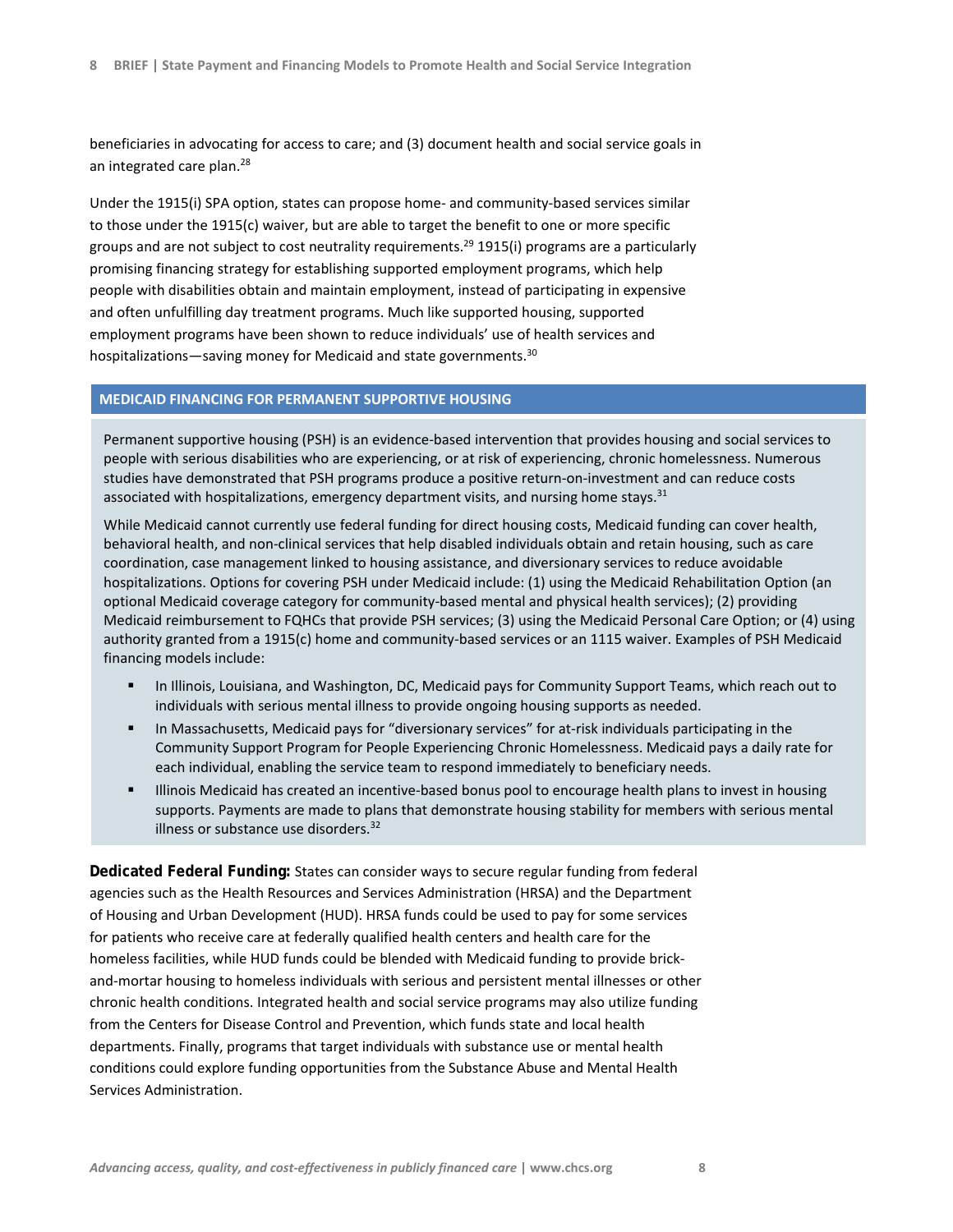beneficiaries in advocating for access to care; and (3) document health and social service goals in an integrated care plan.[28]

Under the 1915(i) SPA option, states can propose home- and community-based services similar to those under the 1915(c) waiver, but are able to target the benefit to one or more specific groups and are not subject to cost neutrality requirements.[29] 1915(i) programs are a particularly promising financing strategy for establishing supported employment programs, which help people with disabilities obtain and maintain employment, instead of participating in expensive and often unfulfilling day treatment programs. Much like supported housing, supported employment programs have been shown to reduce individuals' use of health services and hospitalizations—saving money for Medicaid and state governments.[30]

### MEDICAID FINANCING FOR PERMANENT SUPPORTIVE HOUSING

Permanent supportive housing (PSH) is an evidence-based intervention that provides housing and social services to people with serious disabilities who are experiencing, or at risk of experiencing, chronic homelessness. Numerous studies have demonstrated that PSH programs produce a positive return-on-investment and can reduce costs associated with hospitalizations, emergency department visits, and nursing home stays.[31]

While Medicaid cannot currently use federal funding for direct housing costs, Medicaid funding can cover health, behavioral health, and non-clinical services that help disabled individuals obtain and retain housing, such as care coordination, case management linked to housing assistance, and diversionary services to reduce avoidable hospitalizations. Options for covering PSH under Medicaid include: (1) using the Medicaid Rehabilitation Option (an optional Medicaid coverage category for community-based mental and physical health services); (2) providing Medicaid reimbursement to FQHCs that provide PSH services; (3) using the Medicaid Personal Care Option; or (4) using authority granted from a 1915(c) home and community-based services or an 1115 waiver. Examples of PSH Medicaid financing models include:

- In Illinois, Louisiana, and Washington, DC, Medicaid pays for Community Support Teams, which reach out to individuals with serious mental illness to provide ongoing housing supports as needed.
- In Massachusetts, Medicaid pays for "diversionary services" for at-risk individuals participating in the Community Support Program for People Experiencing Chronic Homelessness. Medicaid pays a daily rate for each individual, enabling the service team to respond immediately to beneficiary needs.
- Illinois Medicaid has created an incentive-based bonus pool to encourage health plans to invest in housing supports. Payments are made to plans that demonstrate housing stability for members with serious mental illness or substance use disorders.[32]

**Dedicated Federal Funding:** States can consider ways to secure regular funding from federal agencies such as the Health Resources and Services Administration (HRSA) and the Department of Housing and Urban Development (HUD). HRSA funds could be used to pay for some services for patients who receive care at federally qualified health centers and health care for the homeless facilities, while HUD funds could be blended with Medicaid funding to provide brick-and-mortar housing to homeless individuals with serious and persistent mental illnesses or other chronic health conditions. Integrated health and social service programs may also utilize funding from the Centers for Disease Control and Prevention, which funds state and local health departments. Finally, programs that target individuals with substance use or mental health conditions could explore funding opportunities from the Substance Abuse and Mental Health Services Administration.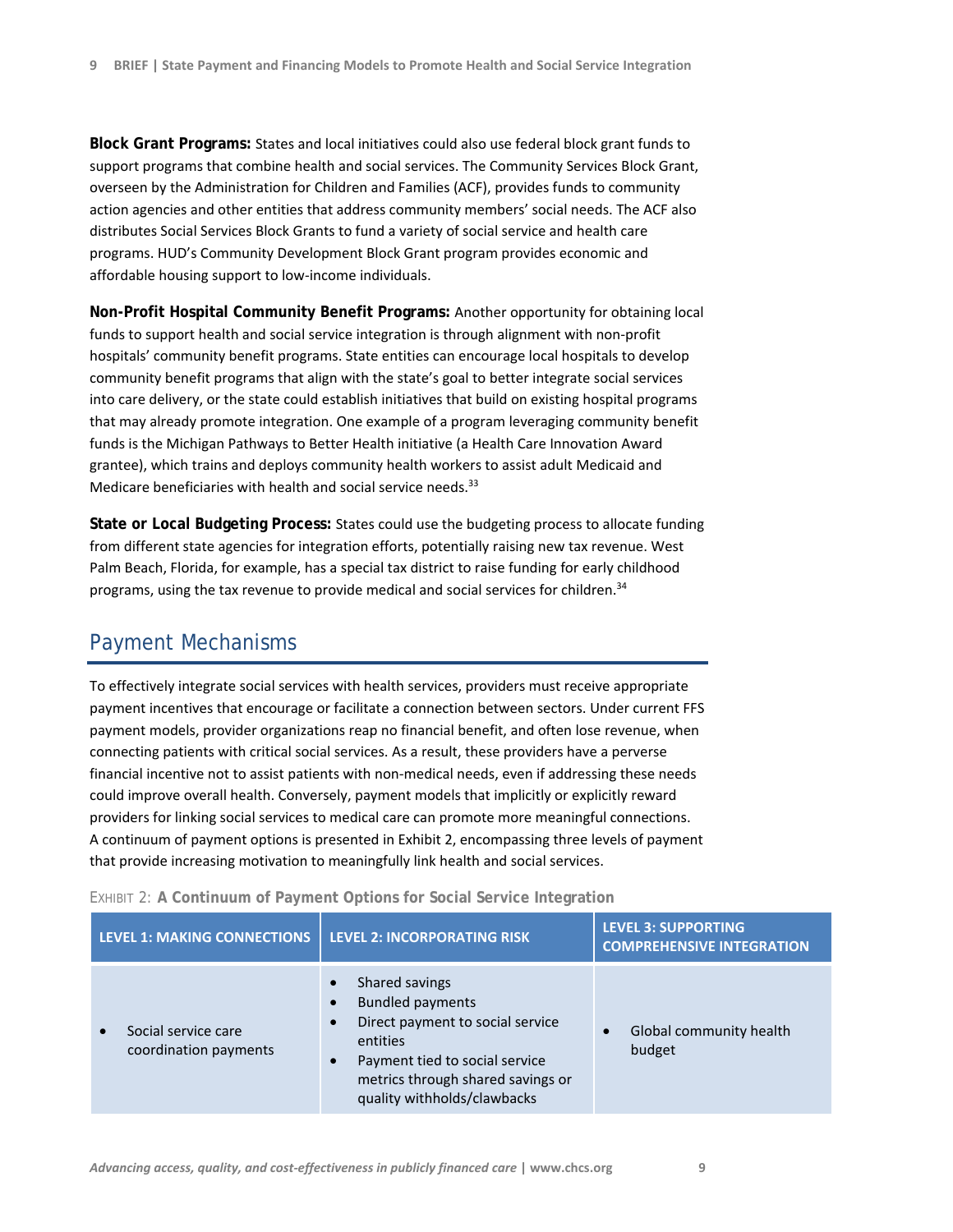**Block Grant Programs:** States and local initiatives could also use federal block grant funds to support programs that combine health and social services. The Community Services Block Grant, overseen by the Administration for Children and Families (ACF), provides funds to community action agencies and other entities that address community members' social needs. The ACF also distributes Social Services Block Grants to fund a variety of social service and health care programs. HUD's Community Development Block Grant program provides economic and affordable housing support to low-income individuals.

**Non-Profit Hospital Community Benefit Programs:** Another opportunity for obtaining local funds to support health and social service integration is through alignment with non-profit hospitals' community benefit programs. State entities can encourage local hospitals to develop community benefit programs that align with the state's goal to better integrate social services into care delivery, or the state could establish initiatives that build on existing hospital programs that may already promote integration. One example of a program leveraging community benefit funds is the Michigan Pathways to Better Health initiative (a Health Care Innovation Award grantee), which trains and deploys community health workers to assist adult Medicaid and Medicare beneficiaries with health and social service needs.[33]

**State or Local Budgeting Process:** States could use the budgeting process to allocate funding from different state agencies for integration efforts, potentially raising new tax revenue. West Palm Beach, Florida, for example, has a special tax district to raise funding for early childhood programs, using the tax revenue to provide medical and social services for children.[34]

## Payment Mechanisms

To effectively integrate social services with health services, providers must receive appropriate payment incentives that encourage or facilitate a connection between sectors. Under current FFS payment models, provider organizations reap no financial benefit, and often lose revenue, when connecting patients with critical social services. As a result, these providers have a perverse financial incentive not to assist patients with non-medical needs, even if addressing these needs could improve overall health. Conversely, payment models that implicitly or explicitly reward providers for linking social services to medical care can promote more meaningful connections. A continuum of payment options is presented in Exhibit 2, encompassing three levels of payment that provide increasing motivation to meaningfully link health and social services.

EXHIBIT 2: **A Continuum of Payment Options for Social Service Integration**

| LEVEL 1: MAKING CONNECTIONS | LEVEL 2: INCORPORATING RISK | LEVEL 3: SUPPORTING COMPREHENSIVE INTEGRATION |
|---|---|---|
| • Social service care coordination payments | • Shared savings<br>• Bundled payments<br>• Direct payment to social service entities<br>• Payment tied to social service metrics through shared savings or quality withholds/clawbacks | • Global community health budget |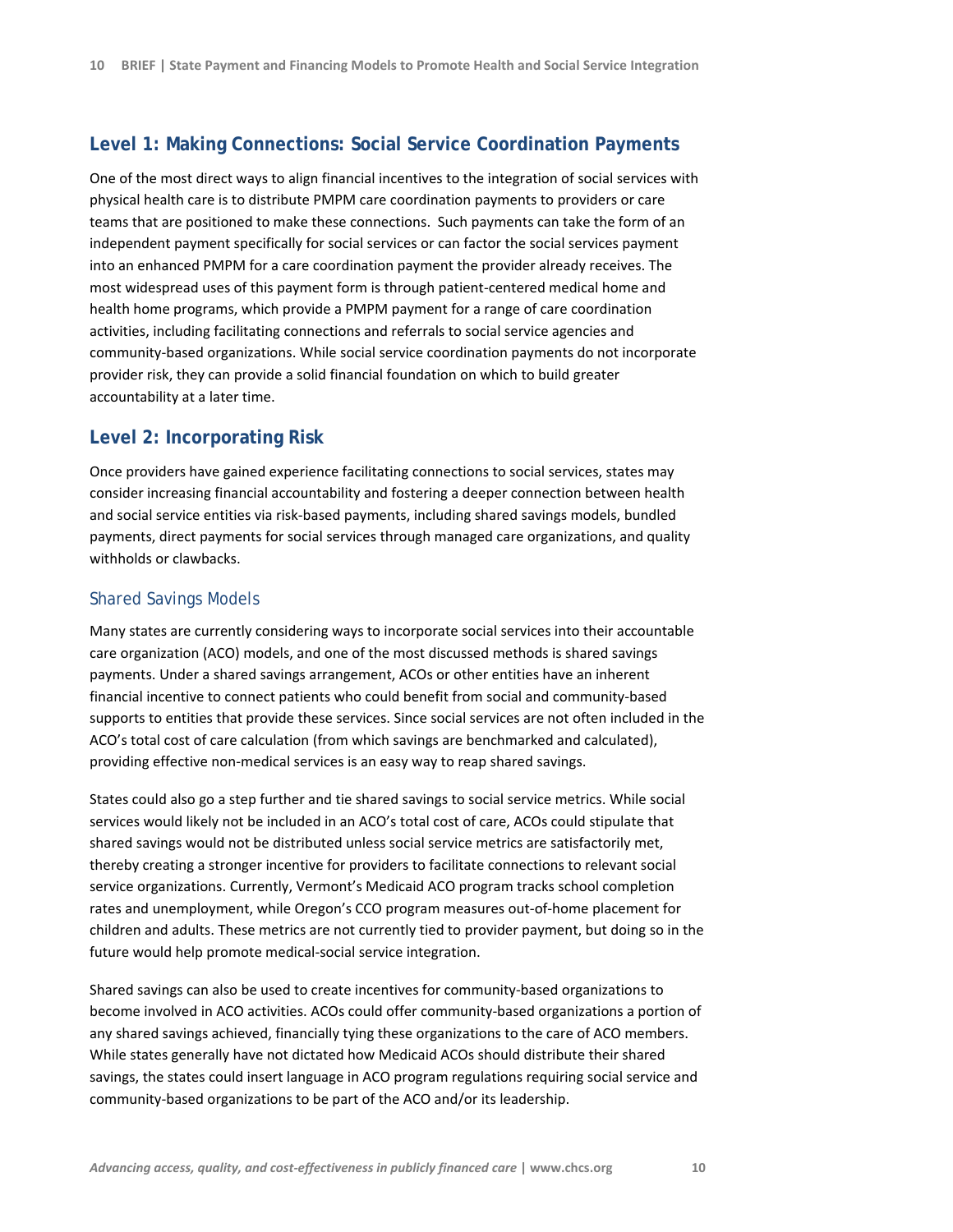## Level 1: Making Connections: Social Service Coordination Payments

One of the most direct ways to align financial incentives to the integration of social services with physical health care is to distribute PMPM care coordination payments to providers or care teams that are positioned to make these connections. Such payments can take the form of an independent payment specifically for social services or can factor the social services payment into an enhanced PMPM for a care coordination payment the provider already receives. The most widespread uses of this payment form is through patient-centered medical home and health home programs, which provide a PMPM payment for a range of care coordination activities, including facilitating connections and referrals to social service agencies and community-based organizations. While social service coordination payments do not incorporate provider risk, they can provide a solid financial foundation on which to build greater accountability at a later time.

## Level 2: Incorporating Risk

Once providers have gained experience facilitating connections to social services, states may consider increasing financial accountability and fostering a deeper connection between health and social service entities via risk-based payments, including shared savings models, bundled payments, direct payments for social services through managed care organizations, and quality withholds or clawbacks.

### Shared Savings Models

Many states are currently considering ways to incorporate social services into their accountable care organization (ACO) models, and one of the most discussed methods is shared savings payments. Under a shared savings arrangement, ACOs or other entities have an inherent financial incentive to connect patients who could benefit from social and community-based supports to entities that provide these services. Since social services are not often included in the ACO's total cost of care calculation (from which savings are benchmarked and calculated), providing effective non-medical services is an easy way to reap shared savings.

States could also go a step further and tie shared savings to social service metrics. While social services would likely not be included in an ACO's total cost of care, ACOs could stipulate that shared savings would not be distributed unless social service metrics are satisfactorily met, thereby creating a stronger incentive for providers to facilitate connections to relevant social service organizations. Currently, Vermont's Medicaid ACO program tracks school completion rates and unemployment, while Oregon's CCO program measures out-of-home placement for children and adults. These metrics are not currently tied to provider payment, but doing so in the future would help promote medical-social service integration.

Shared savings can also be used to create incentives for community-based organizations to become involved in ACO activities. ACOs could offer community-based organizations a portion of any shared savings achieved, financially tying these organizations to the care of ACO members. While states generally have not dictated how Medicaid ACOs should distribute their shared savings, the states could insert language in ACO program regulations requiring social service and community-based organizations to be part of the ACO and/or its leadership.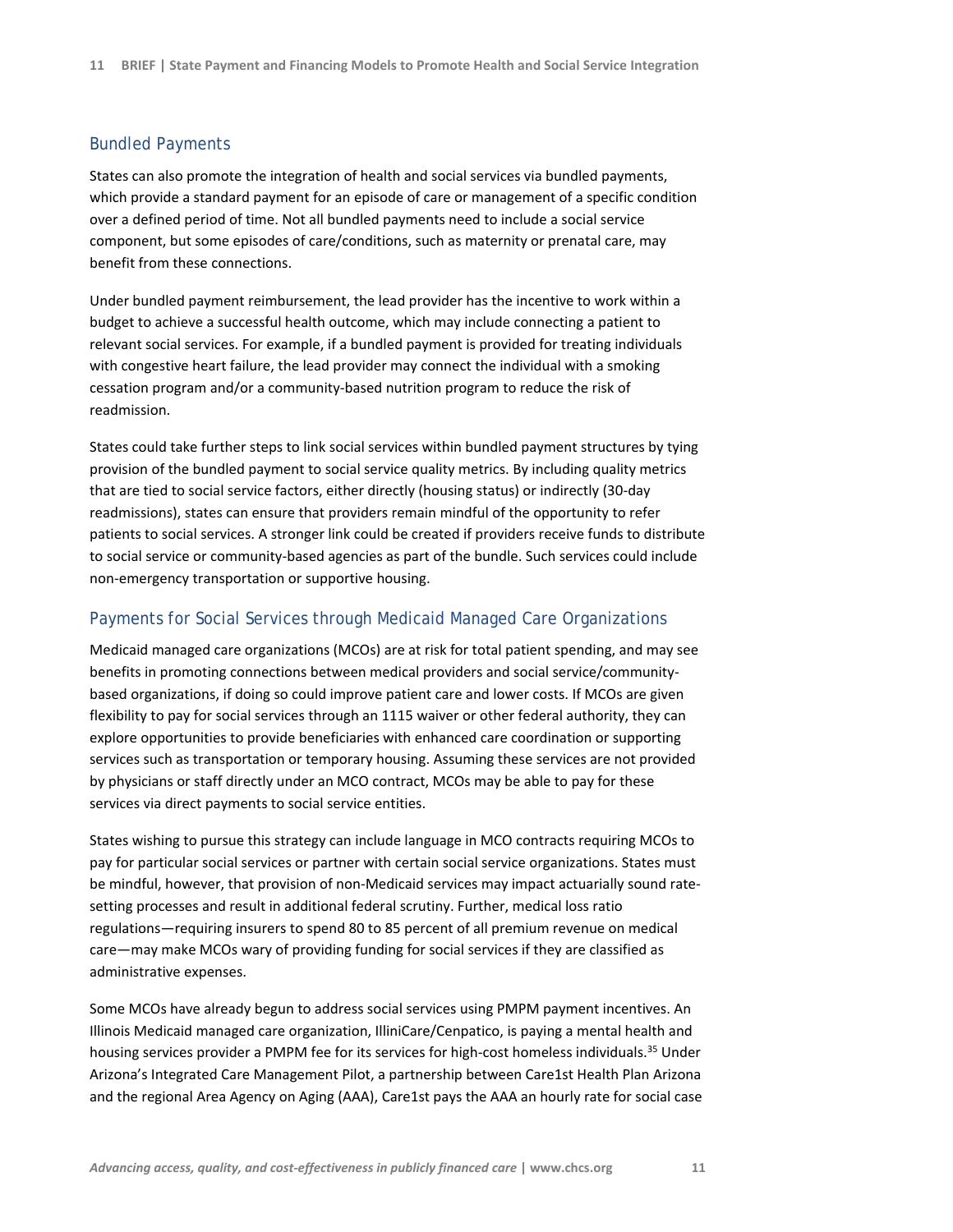## Bundled Payments

States can also promote the integration of health and social services via bundled payments, which provide a standard payment for an episode of care or management of a specific condition over a defined period of time. Not all bundled payments need to include a social service component, but some episodes of care/conditions, such as maternity or prenatal care, may benefit from these connections.

Under bundled payment reimbursement, the lead provider has the incentive to work within a budget to achieve a successful health outcome, which may include connecting a patient to relevant social services. For example, if a bundled payment is provided for treating individuals with congestive heart failure, the lead provider may connect the individual with a smoking cessation program and/or a community-based nutrition program to reduce the risk of readmission.

States could take further steps to link social services within bundled payment structures by tying provision of the bundled payment to social service quality metrics. By including quality metrics that are tied to social service factors, either directly (housing status) or indirectly (30-day readmissions), states can ensure that providers remain mindful of the opportunity to refer patients to social services. A stronger link could be created if providers receive funds to distribute to social service or community-based agencies as part of the bundle. Such services could include non-emergency transportation or supportive housing.

## Payments for Social Services through Medicaid Managed Care Organizations

Medicaid managed care organizations (MCOs) are at risk for total patient spending, and may see benefits in promoting connections between medical providers and social service/community-based organizations, if doing so could improve patient care and lower costs. If MCOs are given flexibility to pay for social services through an 1115 waiver or other federal authority, they can explore opportunities to provide beneficiaries with enhanced care coordination or supporting services such as transportation or temporary housing. Assuming these services are not provided by physicians or staff directly under an MCO contract, MCOs may be able to pay for these services via direct payments to social service entities.

States wishing to pursue this strategy can include language in MCO contracts requiring MCOs to pay for particular social services or partner with certain social service organizations. States must be mindful, however, that provision of non-Medicaid services may impact actuarially sound rate-setting processes and result in additional federal scrutiny. Further, medical loss ratio regulations—requiring insurers to spend 80 to 85 percent of all premium revenue on medical care—may make MCOs wary of providing funding for social services if they are classified as administrative expenses.

Some MCOs have already begun to address social services using PMPM payment incentives. An Illinois Medicaid managed care organization, IlliniCare/Cenpatico, is paying a mental health and housing services provider a PMPM fee for its services for high-cost homeless individuals.[35] Under Arizona's Integrated Care Management Pilot, a partnership between Care1st Health Plan Arizona and the regional Area Agency on Aging (AAA), Care1st pays the AAA an hourly rate for social case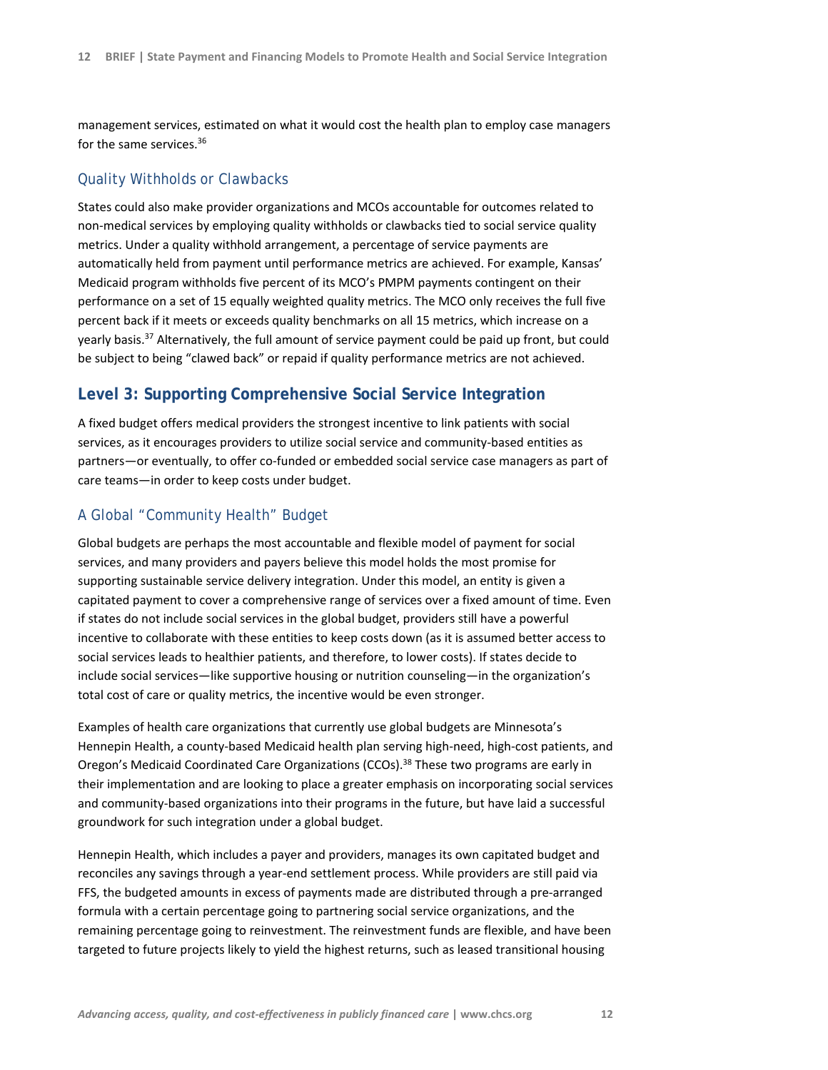management services, estimated on what it would cost the health plan to employ case managers for the same services.[36]

### Quality Withholds or Clawbacks

States could also make provider organizations and MCOs accountable for outcomes related to non-medical services by employing quality withholds or clawbacks tied to social service quality metrics. Under a quality withhold arrangement, a percentage of service payments are automatically held from payment until performance metrics are achieved. For example, Kansas' Medicaid program withholds five percent of its MCO's PMPM payments contingent on their performance on a set of 15 equally weighted quality metrics. The MCO only receives the full five percent back if it meets or exceeds quality benchmarks on all 15 metrics, which increase on a yearly basis.[37] Alternatively, the full amount of service payment could be paid up front, but could be subject to being "clawed back" or repaid if quality performance metrics are not achieved.

## Level 3: Supporting Comprehensive Social Service Integration

A fixed budget offers medical providers the strongest incentive to link patients with social services, as it encourages providers to utilize social service and community-based entities as partners—or eventually, to offer co-funded or embedded social service case managers as part of care teams—in order to keep costs under budget.

### A Global "Community Health" Budget

Global budgets are perhaps the most accountable and flexible model of payment for social services, and many providers and payers believe this model holds the most promise for supporting sustainable service delivery integration. Under this model, an entity is given a capitated payment to cover a comprehensive range of services over a fixed amount of time. Even if states do not include social services in the global budget, providers still have a powerful incentive to collaborate with these entities to keep costs down (as it is assumed better access to social services leads to healthier patients, and therefore, to lower costs). If states decide to include social services—like supportive housing or nutrition counseling—in the organization's total cost of care or quality metrics, the incentive would be even stronger.

Examples of health care organizations that currently use global budgets are Minnesota's Hennepin Health, a county-based Medicaid health plan serving high-need, high-cost patients, and Oregon's Medicaid Coordinated Care Organizations (CCOs).[38] These two programs are early in their implementation and are looking to place a greater emphasis on incorporating social services and community-based organizations into their programs in the future, but have laid a successful groundwork for such integration under a global budget.

Hennepin Health, which includes a payer and providers, manages its own capitated budget and reconciles any savings through a year-end settlement process. While providers are still paid via FFS, the budgeted amounts in excess of payments made are distributed through a pre-arranged formula with a certain percentage going to partnering social service organizations, and the remaining percentage going to reinvestment. The reinvestment funds are flexible, and have been targeted to future projects likely to yield the highest returns, such as leased transitional housing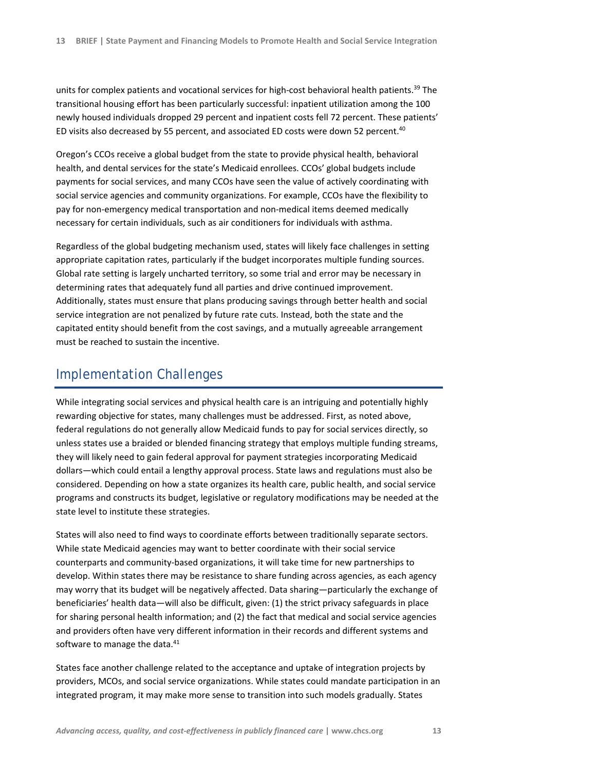units for complex patients and vocational services for high-cost behavioral health patients.[39] The transitional housing effort has been particularly successful: inpatient utilization among the 100 newly housed individuals dropped 29 percent and inpatient costs fell 72 percent. These patients' ED visits also decreased by 55 percent, and associated ED costs were down 52 percent.[40]

Oregon's CCOs receive a global budget from the state to provide physical health, behavioral health, and dental services for the state's Medicaid enrollees. CCOs' global budgets include payments for social services, and many CCOs have seen the value of actively coordinating with social service agencies and community organizations. For example, CCOs have the flexibility to pay for non-emergency medical transportation and non-medical items deemed medically necessary for certain individuals, such as air conditioners for individuals with asthma.

Regardless of the global budgeting mechanism used, states will likely face challenges in setting appropriate capitation rates, particularly if the budget incorporates multiple funding sources. Global rate setting is largely uncharted territory, so some trial and error may be necessary in determining rates that adequately fund all parties and drive continued improvement. Additionally, states must ensure that plans producing savings through better health and social service integration are not penalized by future rate cuts. Instead, both the state and the capitated entity should benefit from the cost savings, and a mutually agreeable arrangement must be reached to sustain the incentive.

## Implementation Challenges

While integrating social services and physical health care is an intriguing and potentially highly rewarding objective for states, many challenges must be addressed. First, as noted above, federal regulations do not generally allow Medicaid funds to pay for social services directly, so unless states use a braided or blended financing strategy that employs multiple funding streams, they will likely need to gain federal approval for payment strategies incorporating Medicaid dollars—which could entail a lengthy approval process. State laws and regulations must also be considered. Depending on how a state organizes its health care, public health, and social service programs and constructs its budget, legislative or regulatory modifications may be needed at the state level to institute these strategies.

States will also need to find ways to coordinate efforts between traditionally separate sectors. While state Medicaid agencies may want to better coordinate with their social service counterparts and community-based organizations, it will take time for new partnerships to develop. Within states there may be resistance to share funding across agencies, as each agency may worry that its budget will be negatively affected. Data sharing—particularly the exchange of beneficiaries' health data—will also be difficult, given: (1) the strict privacy safeguards in place for sharing personal health information; and (2) the fact that medical and social service agencies and providers often have very different information in their records and different systems and software to manage the data.[41]

States face another challenge related to the acceptance and uptake of integration projects by providers, MCOs, and social service organizations. While states could mandate participation in an integrated program, it may make more sense to transition into such models gradually. States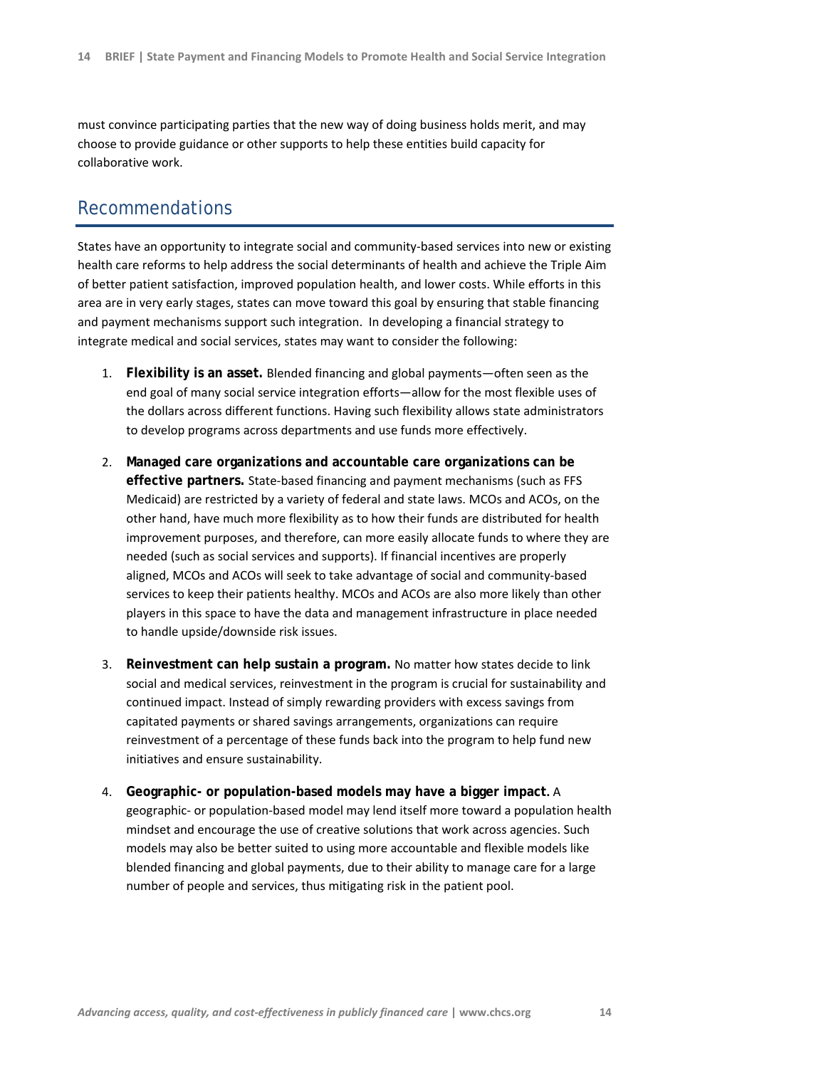must convince participating parties that the new way of doing business holds merit, and may choose to provide guidance or other supports to help these entities build capacity for collaborative work.

## Recommendations

States have an opportunity to integrate social and community-based services into new or existing health care reforms to help address the social determinants of health and achieve the Triple Aim of better patient satisfaction, improved population health, and lower costs. While efforts in this area are in very early stages, states can move toward this goal by ensuring that stable financing and payment mechanisms support such integration. In developing a financial strategy to integrate medical and social services, states may want to consider the following:

1. **Flexibility is an asset.** Blended financing and global payments—often seen as the end goal of many social service integration efforts—allow for the most flexible uses of the dollars across different functions. Having such flexibility allows state administrators to develop programs across departments and use funds more effectively.

2. **Managed care organizations and accountable care organizations can be effective partners.** State-based financing and payment mechanisms (such as FFS Medicaid) are restricted by a variety of federal and state laws. MCOs and ACOs, on the other hand, have much more flexibility as to how their funds are distributed for health improvement purposes, and therefore, can more easily allocate funds to where they are needed (such as social services and supports). If financial incentives are properly aligned, MCOs and ACOs will seek to take advantage of social and community-based services to keep their patients healthy. MCOs and ACOs are also more likely than other players in this space to have the data and management infrastructure in place needed to handle upside/downside risk issues.

3. **Reinvestment can help sustain a program.** No matter how states decide to link social and medical services, reinvestment in the program is crucial for sustainability and continued impact. Instead of simply rewarding providers with excess savings from capitated payments or shared savings arrangements, organizations can require reinvestment of a percentage of these funds back into the program to help fund new initiatives and ensure sustainability.

4. **Geographic- or population-based models may have a bigger impact.** A geographic- or population-based model may lend itself more toward a population health mindset and encourage the use of creative solutions that work across agencies. Such models may also be better suited to using more accountable and flexible models like blended financing and global payments, due to their ability to manage care for a large number of people and services, thus mitigating risk in the patient pool.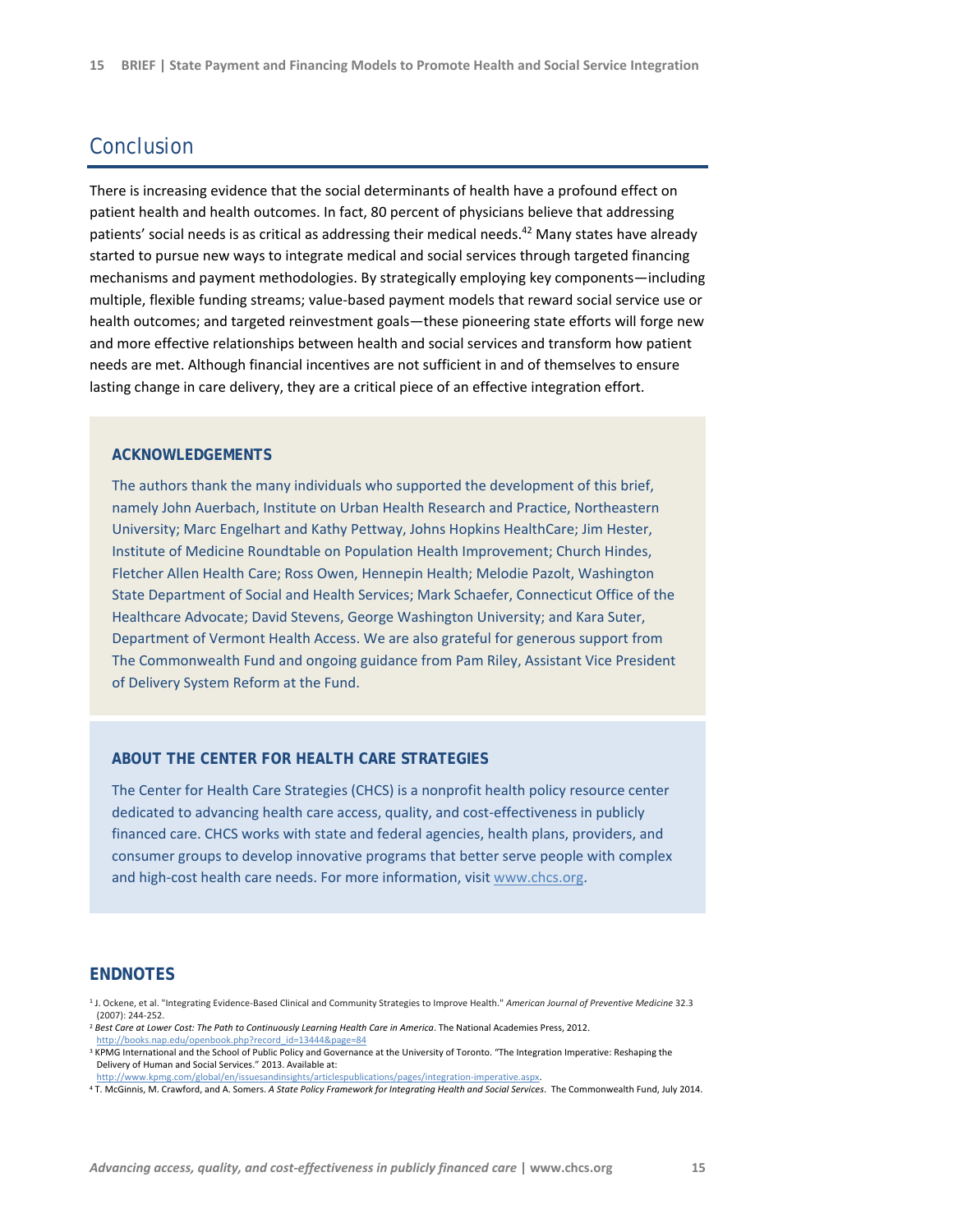## Conclusion

There is increasing evidence that the social determinants of health have a profound effect on patient health and health outcomes. In fact, 80 percent of physicians believe that addressing patients' social needs is as critical as addressing their medical needs.[42] Many states have already started to pursue new ways to integrate medical and social services through targeted financing mechanisms and payment methodologies. By strategically employing key components—including multiple, flexible funding streams; value-based payment models that reward social service use or health outcomes; and targeted reinvestment goals—these pioneering state efforts will forge new and more effective relationships between health and social services and transform how patient needs are met. Although financial incentives are not sufficient in and of themselves to ensure lasting change in care delivery, they are a critical piece of an effective integration effort.

### ACKNOWLEDGEMENTS

The authors thank the many individuals who supported the development of this brief, namely John Auerbach, Institute on Urban Health Research and Practice, Northeastern University; Marc Engelhart and Kathy Pettway, Johns Hopkins HealthCare; Jim Hester, Institute of Medicine Roundtable on Population Health Improvement; Church Hindes, Fletcher Allen Health Care; Ross Owen, Hennepin Health; Melodie Pazolt, Washington State Department of Social and Health Services; Mark Schaefer, Connecticut Office of the Healthcare Advocate; David Stevens, George Washington University; and Kara Suter, Department of Vermont Health Access. We are also grateful for generous support from The Commonwealth Fund and ongoing guidance from Pam Riley, Assistant Vice President of Delivery System Reform at the Fund.

### ABOUT THE CENTER FOR HEALTH CARE STRATEGIES

The Center for Health Care Strategies (CHCS) is a nonprofit health policy resource center dedicated to advancing health care access, quality, and cost-effectiveness in publicly financed care. CHCS works with state and federal agencies, health plans, providers, and consumer groups to develop innovative programs that better serve people with complex and high-cost health care needs. For more information, visit www.chcs.org.

### ENDNOTES

[1] J. Ockene, et al. "Integrating Evidence-Based Clinical and Community Strategies to Improve Health." *American Journal of Preventive Medicine* 32.3 (2007): 244-252.

[2] *Best Care at Lower Cost: The Path to Continuously Learning Health Care in America*. The National Academies Press, 2012. http://books.nap.edu/openbook.php?record_id=13444&page=84

[3] KPMG International and the School of Public Policy and Governance at the University of Toronto. "The Integration Imperative: Reshaping the Delivery of Human and Social Services." 2013. Available at: http://www.kpmg.com/global/en/issuesandinsights/articlespublications/pages/integration-imperative.aspx.

[4] T. McGinnis, M. Crawford, and A. Somers. *A State Policy Framework for Integrating Health and Social Services*. The Commonwealth Fund, July 2014.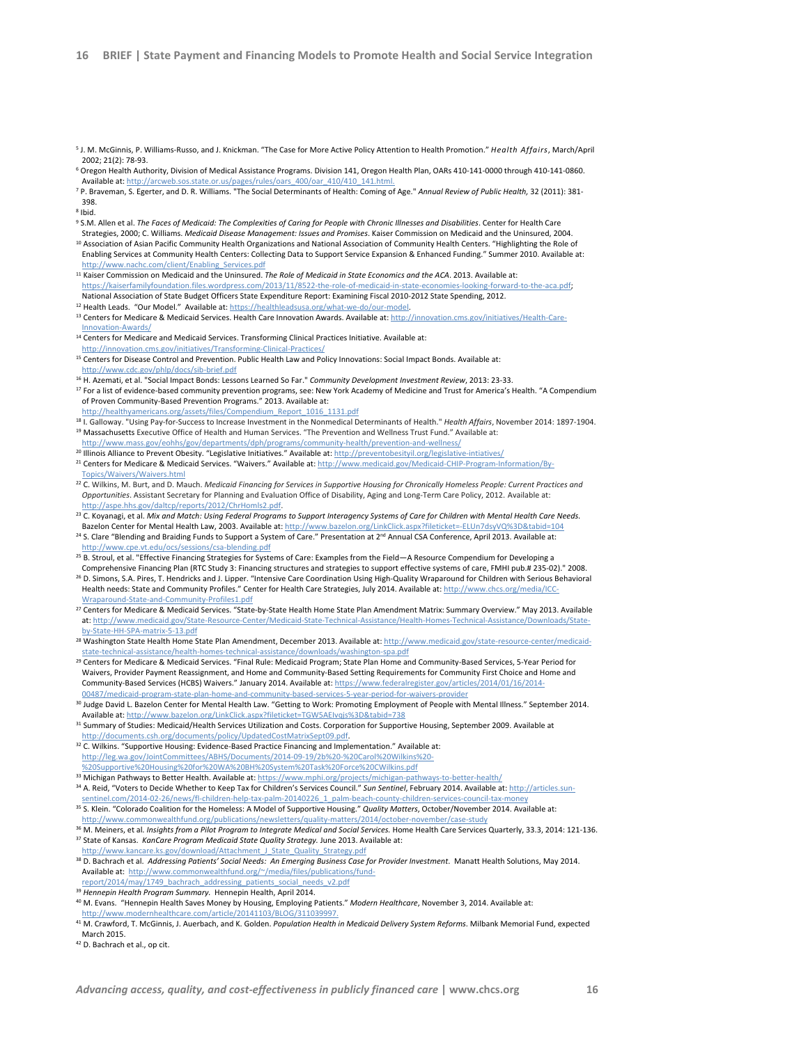[5] J. M. McGinnis, P. Williams-Russo, and J. Knickman. "The Case for More Active Policy Attention to Health Promotion." *Health Affairs*, March/April 2002; 21(2): 78-93.

[6] Oregon Health Authority, Division of Medical Assistance Programs. Division 141, Oregon Health Plan, OARs 410-141-0000 through 410-141-0860. Available at: http://arcweb.sos.state.or.us/pages/rules/oars_400/oar_410/410_141.html.

[7] P. Braveman, S. Egerter, and D. R. Williams. "The Social Determinants of Health: Coming of Age." *Annual Review of Public Health*, 32 (2011): 381-398.

[8] Ibid.

[9] S.M. Allen et al. *The Faces of Medicaid: The Complexities of Caring for People with Chronic Illnesses and Disabilities*. Center for Health Care Strategies, 2000; C. Williams. *Medicaid Disease Management: Issues and Promises*. Kaiser Commission on Medicaid and the Uninsured, 2004.

[10] Association of Asian Pacific Community Health Organizations and National Association of Community Health Centers. "Highlighting the Role of Enabling Services at Community Health Centers: Collecting Data to Support Service Expansion & Enhanced Funding." Summer 2010. Available at: http://www.nachc.com/client/Enabling_Services.pdf

[11] Kaiser Commission on Medicaid and the Uninsured. *The Role of Medicaid in State Economics and the ACA*. 2013. Available at: https://kaiserfamilyfoundation.files.wordpress.com/2013/11/8522-the-role-of-medicaid-in-state-economies-looking-forward-to-the-aca.pdf; National Association of State Budget Officers State Expenditure Report: Examining Fiscal 2010-2012 State Spending, 2012.

[12] Health Leads. "Our Model." Available at: https://healthleadsusa.org/what-we-do/our-model.

[13] Centers for Medicare & Medicaid Services. Health Care Innovation Awards. Available at: http://innovation.cms.gov/initiatives/Health-Care-Innovation-Awards/

[14] Centers for Medicare and Medicaid Services. Transforming Clinical Practices Initiative. Available at: http://innovation.cms.gov/initiatives/Transforming-Clinical-Practices/

[15] Centers for Disease Control and Prevention. Public Health Law and Policy Innovations: Social Impact Bonds. Available at: http://www.cdc.gov/phlp/docs/sib-brief.pdf

[16] H. Azemati, et al. "Social Impact Bonds: Lessons Learned So Far." *Community Development Investment Review*, 2013: 23-33.

[17] For a list of evidence-based community prevention programs, see: New York Academy of Medicine and Trust for America's Health. "A Compendium of Proven Community-Based Prevention Programs." 2013. Available at: http://healthyamericans.org/assets/files/Compendium_Report_1016_1131.pdf

[18] I. Galloway. "Using Pay-for-Success to Increase Investment in the Nonmedical Determinants of Health." *Health Affairs*, November 2014: 1897-1904.

[19] Massachusetts Executive Office of Health and Human Services. "The Prevention and Wellness Trust Fund." Available at: http://www.mass.gov/eohhs/gov/departments/dph/programs/community-health/prevention-and-wellness/

[20] Illinois Alliance to Prevent Obesity. "Legislative Initiatives." Available at: http://preventobesityil.org/legislative-intiatives/

[21] Centers for Medicare & Medicaid Services. "Waivers." Available at: http://www.medicaid.gov/Medicaid-CHIP-Program-Information/By-Topics/Waivers/Waivers.html

[22] C. Wilkins, M. Burt, and D. Mauch. *Medicaid Financing for Services in Supportive Housing for Chronically Homeless People: Current Practices and Opportunities*. Assistant Secretary for Planning and Evaluation Office of Disability, Aging and Long-Term Care Policy, 2012. Available at: http://aspe.hhs.gov/daltcp/reports/2012/ChrHomls2.pdf.

[23] C. Koyanagi, et al. *Mix and Match: Using Federal Programs to Support Interagency Systems of Care for Children with Mental Health Care Needs*. Bazelon Center for Mental Health Law, 2003. Available at: http://www.bazelon.org/LinkClick.aspx?fileticket=-ELUn7dsyVQ%3D&tabid=104

[24] S. Clare "Blending and Braiding Funds to Support a System of Care." Presentation at 2nd Annual CSA Conference, April 2013. Available at: http://www.cpe.vt.edu/ocs/sessions/csa-blending.pdf

[25] B. Stroul, et al. "Effective Financing Strategies for Systems of Care: Examples from the Field—A Resource Compendium for Developing a Comprehensive Financing Plan (RTC Study 3: Financing structures and strategies to support effective systems of care, FMHI pub.# 235-02)." 2008.

[26] D. Simons, S.A. Pires, T. Hendricks and J. Lipper. "Intensive Care Coordination Using High-Quality Wraparound for Children with Serious Behavioral Health needs: State and Community Profiles." Center for Health Care Strategies, July 2014. Available at: http://www.chcs.org/media/ICC-Wraparound-State-and-Community-Profiles1.pdf

[27] Centers for Medicare & Medicaid Services. "State-by-State Health Home State Plan Amendment Matrix: Summary Overview." May 2013. Available at: http://www.medicaid.gov/State-Resource-Center/Medicaid-State-Technical-Assistance/Health-Homes-Technical-Assistance/Downloads/State-by-State-HH-SPA-matrix-5-13.pdf

[28] Washington State Health Home State Plan Amendment, December 2013. Available at: http://www.medicaid.gov/state-resource-center/medicaid-state-technical-assistance/health-homes-technical-assistance/downloads/washington-spa.pdf

[29] Centers for Medicare & Medicaid Services. "Final Rule: Medicaid Program; State Plan Home and Community-Based Services, 5-Year Period for Waivers, Provider Payment Reassignment, and Home and Community-Based Setting Requirements for Community First Choice and Home and Community-Based Services (HCBS) Waivers." January 2014. Available at: https://www.federalregister.gov/articles/2014/01/16/2014-00487/medicaid-program-state-plan-home-and-community-based-services-5-year-period-for-waivers-provider

[30] Judge David L. Bazelon Center for Mental Health Law. "Getting to Work: Promoting Employment of People with Mental Illness." September 2014. Available at: http://www.bazelon.org/LinkClick.aspx?fileticket=TGW5AEIvqjs%3D&tabid=738

[31] Summary of Studies: Medicaid/Health Services Utilization and Costs. Corporation for Supportive Housing, September 2009. Available at http://documents.csh.org/documents/policy/UpdatedCostMatrixSept09.pdf.

[32] C. Wilkins. "Supportive Housing: Evidence-Based Practice Financing and Implementation." Available at: http://leg.wa.gov/JointCommittees/ABHS/Documents/2014-09-19/2b%20-%20Carol%20Wilkins%20-%20Supportive%20Housing%20for%20WA%20BH%20System%20Task%20Force%20CWilkins.pdf

[33] Michigan Pathways to Better Health. Available at: https://www.mphi.org/projects/michigan-pathways-to-better-health/

[34] A. Reid, "Voters to Decide Whether to Keep Tax for Children's Services Council." *Sun Sentinel*, February 2014. Available at: http://articles.sun-sentinel.com/2014-02-26/news/fl-children-help-tax-palm-20140226_1_palm-beach-county-children-services-council-tax-money

[35] S. Klein. "Colorado Coalition for the Homeless: A Model of Supportive Housing." *Quality Matters*, October/November 2014. Available at: http://www.commonwealthfund.org/publications/newsletters/quality-matters/2014/october-november/case-study

[36] M. Meiners, et al. *Insights from a Pilot Program to Integrate Medical and Social Services.* Home Health Care Services Quarterly, 33.3, 2014: 121-136.

[37] State of Kansas. *KanCare Program Medicaid State Quality Strategy.* June 2013. Available at: http://www.kancare.ks.gov/download/Attachment_J_State_Quality_Strategy.pdf

[38] D. Bachrach et al. *Addressing Patients' Social Needs: An Emerging Business Case for Provider Investment*. Manatt Health Solutions, May 2014. Available at: http://www.commonwealthfund.org/~/media/files/publications/fund-report/2014/may/1749_bachrach_addressing_patients_social_needs_v2.pdf

[39] *Hennepin Health Program Summary.* Hennepin Health, April 2014.

[40] M. Evans. "Hennepin Health Saves Money by Housing, Employing Patients." *Modern Healthcare*, November 3, 2014. Available at: http://www.modernhealthcare.com/article/20141103/BLOG/311039997.

[41] M. Crawford, T. McGinnis, J. Auerbach, and K. Golden. *Population Health in Medicaid Delivery System Reforms*. Milbank Memorial Fund, expected March 2015.

[42] D. Bachrach et al., op cit.